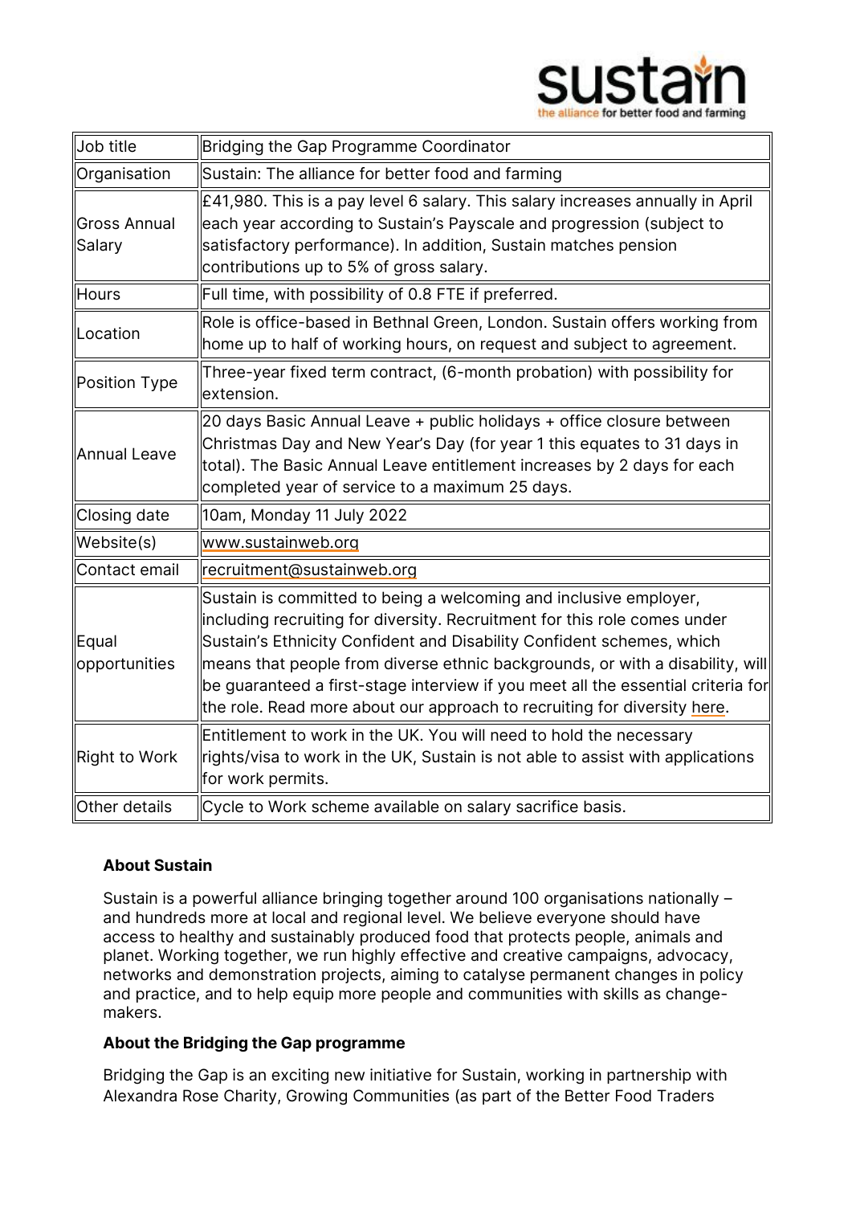| Job title | Bridging the Gap Programme Coordinator |
|---|---|
| Organisation | Sustain: The alliance for better food and farming |
| Gross Annual Salary | £41,980. This is a pay level 6 salary. This salary increases annually in April each year according to Sustain's Payscale and progression (subject to satisfactory performance). In addition, Sustain matches pension contributions up to 5% of gross salary. |
| Hours | Full time, with possibility of 0.8 FTE if preferred. |
| Location | Role is office-based in Bethnal Green, London. Sustain offers working from home up to half of working hours, on request and subject to agreement. |
| Position Type | Three-year fixed term contract, (6-month probation) with possibility for extension. |
| Annual Leave | 20 days Basic Annual Leave + public holidays + office closure between Christmas Day and New Year's Day (for year 1 this equates to 31 days in total). The Basic Annual Leave entitlement increases by 2 days for each completed year of service to a maximum 25 days. |
| Closing date | 10am, Monday 11 July 2022 |
| Website(s) | www.sustainweb.org |
| Contact email | recruitment@sustainweb.org |
| Equal opportunities | Sustain is committed to being a welcoming and inclusive employer, including recruiting for diversity. Recruitment for this role comes under Sustain's Ethnicity Confident and Disability Confident schemes, which means that people from diverse ethnic backgrounds, or with a disability, will be guaranteed a first-stage interview if you meet all the essential criteria for the role. Read more about our approach to recruiting for diversity here. |
| Right to Work | Entitlement to work in the UK. You will need to hold the necessary rights/visa to work in the UK, Sustain is not able to assist with applications for work permits. |
| Other details | Cycle to Work scheme available on salary sacrifice basis. |

**About Sustain**

Sustain is a powerful alliance bringing together around 100 organisations nationally – and hundreds more at local and regional level. We believe everyone should have access to healthy and sustainably produced food that protects people, animals and planet. Working together, we run highly effective and creative campaigns, advocacy, networks and demonstration projects, aiming to catalyse permanent changes in policy and practice, and to help equip more people and communities with skills as change-makers.

**About the Bridging the Gap programme**

Bridging the Gap is an exciting new initiative for Sustain, working in partnership with Alexandra Rose Charity, Growing Communities (as part of the Better Food Traders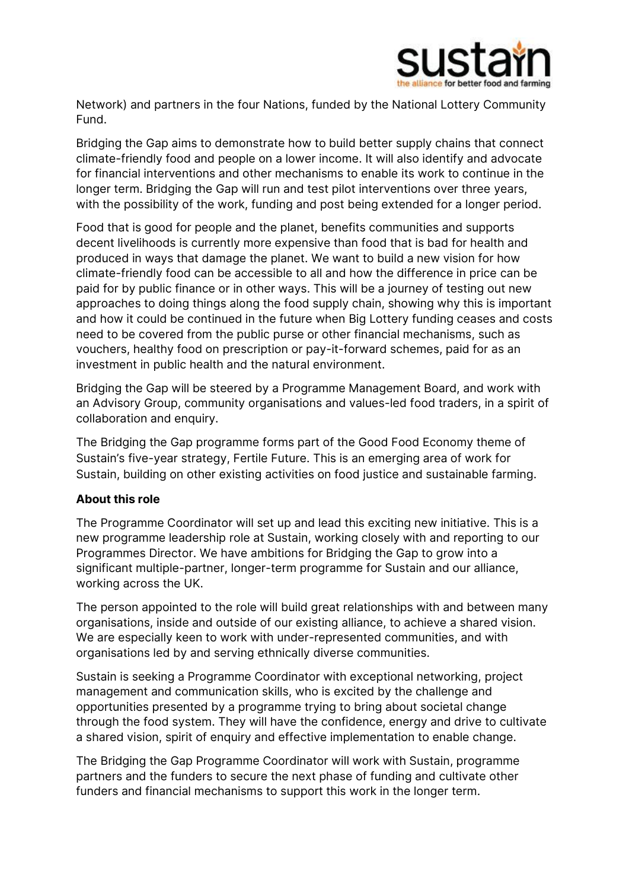Network) and partners in the four Nations, funded by the National Lottery Community Fund.

Bridging the Gap aims to demonstrate how to build better supply chains that connect climate-friendly food and people on a lower income. It will also identify and advocate for financial interventions and other mechanisms to enable its work to continue in the longer term. Bridging the Gap will run and test pilot interventions over three years, with the possibility of the work, funding and post being extended for a longer period.

Food that is good for people and the planet, benefits communities and supports decent livelihoods is currently more expensive than food that is bad for health and produced in ways that damage the planet. We want to build a new vision for how climate-friendly food can be accessible to all and how the difference in price can be paid for by public finance or in other ways. This will be a journey of testing out new approaches to doing things along the food supply chain, showing why this is important and how it could be continued in the future when Big Lottery funding ceases and costs need to be covered from the public purse or other financial mechanisms, such as vouchers, healthy food on prescription or pay-it-forward schemes, paid for as an investment in public health and the natural environment.

Bridging the Gap will be steered by a Programme Management Board, and work with an Advisory Group, community organisations and values-led food traders, in a spirit of collaboration and enquiry.

The Bridging the Gap programme forms part of the Good Food Economy theme of Sustain's five-year strategy, Fertile Future. This is an emerging area of work for Sustain, building on other existing activities on food justice and sustainable farming.

**About this role**

The Programme Coordinator will set up and lead this exciting new initiative. This is a new programme leadership role at Sustain, working closely with and reporting to our Programmes Director. We have ambitions for Bridging the Gap to grow into a significant multiple-partner, longer-term programme for Sustain and our alliance, working across the UK.

The person appointed to the role will build great relationships with and between many organisations, inside and outside of our existing alliance, to achieve a shared vision. We are especially keen to work with under-represented communities, and with organisations led by and serving ethnically diverse communities.

Sustain is seeking a Programme Coordinator with exceptional networking, project management and communication skills, who is excited by the challenge and opportunities presented by a programme trying to bring about societal change through the food system. They will have the confidence, energy and drive to cultivate a shared vision, spirit of enquiry and effective implementation to enable change.

The Bridging the Gap Programme Coordinator will work with Sustain, programme partners and the funders to secure the next phase of funding and cultivate other funders and financial mechanisms to support this work in the longer term.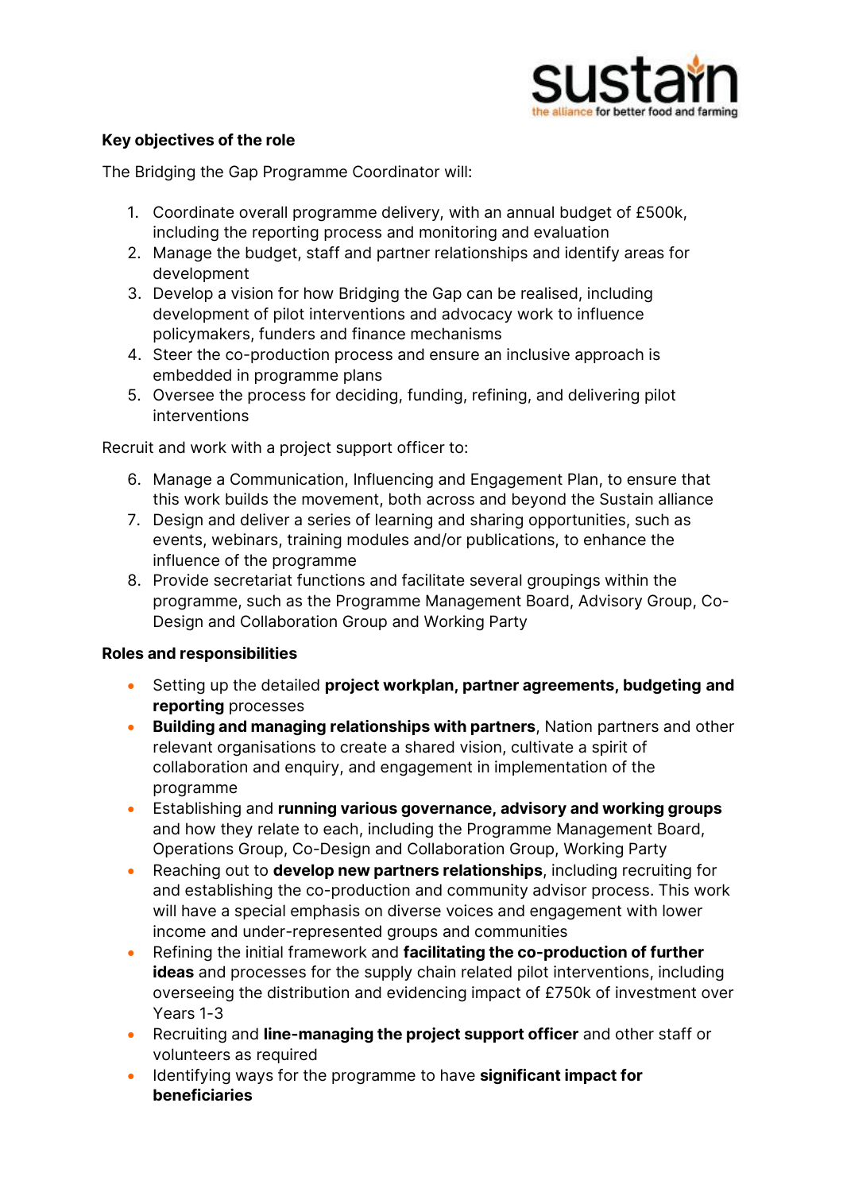**Key objectives of the role**

The Bridging the Gap Programme Coordinator will:

1. Coordinate overall programme delivery, with an annual budget of £500k, including the reporting process and monitoring and evaluation
2. Manage the budget, staff and partner relationships and identify areas for development
3. Develop a vision for how Bridging the Gap can be realised, including development of pilot interventions and advocacy work to influence policymakers, funders and finance mechanisms
4. Steer the co-production process and ensure an inclusive approach is embedded in programme plans
5. Oversee the process for deciding, funding, refining, and delivering pilot interventions

Recruit and work with a project support officer to:

6. Manage a Communication, Influencing and Engagement Plan, to ensure that this work builds the movement, both across and beyond the Sustain alliance
7. Design and deliver a series of learning and sharing opportunities, such as events, webinars, training modules and/or publications, to enhance the influence of the programme
8. Provide secretariat functions and facilitate several groupings within the programme, such as the Programme Management Board, Advisory Group, Co-Design and Collaboration Group and Working Party

**Roles and responsibilities**

- Setting up the detailed **project workplan, partner agreements, budgeting and reporting** processes
- **Building and managing relationships with partners**, Nation partners and other relevant organisations to create a shared vision, cultivate a spirit of collaboration and enquiry, and engagement in implementation of the programme
- Establishing and **running various governance, advisory and working groups** and how they relate to each, including the Programme Management Board, Operations Group, Co-Design and Collaboration Group, Working Party
- Reaching out to **develop new partners relationships**, including recruiting for and establishing the co-production and community advisor process. This work will have a special emphasis on diverse voices and engagement with lower income and under-represented groups and communities
- Refining the initial framework and **facilitating the co-production of further ideas** and processes for the supply chain related pilot interventions, including overseeing the distribution and evidencing impact of £750k of investment over Years 1-3
- Recruiting and **line-managing the project support officer** and other staff or volunteers as required
- Identifying ways for the programme to have **significant impact for beneficiaries**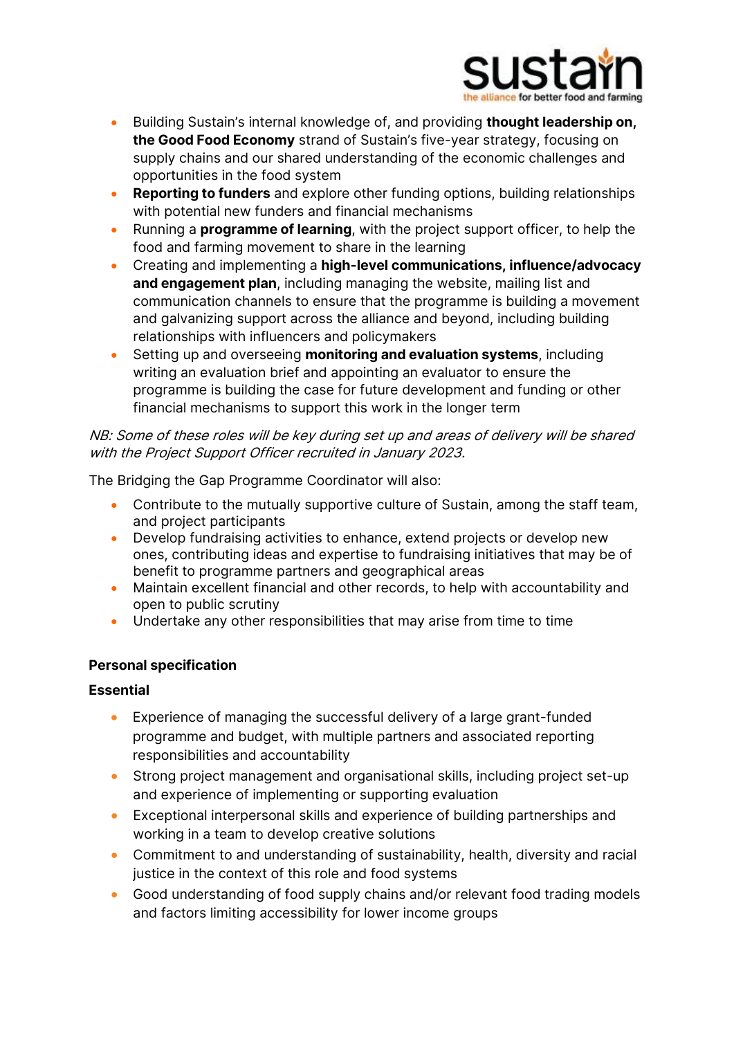- Building Sustain's internal knowledge of, and providing **thought leadership on, the Good Food Economy** strand of Sustain's five-year strategy, focusing on supply chains and our shared understanding of the economic challenges and opportunities in the food system
- **Reporting to funders** and explore other funding options, building relationships with potential new funders and financial mechanisms
- Running a **programme of learning**, with the project support officer, to help the food and farming movement to share in the learning
- Creating and implementing a **high-level communications, influence/advocacy and engagement plan**, including managing the website, mailing list and communication channels to ensure that the programme is building a movement and galvanizing support across the alliance and beyond, including building relationships with influencers and policymakers
- Setting up and overseeing **monitoring and evaluation systems**, including writing an evaluation brief and appointing an evaluator to ensure the programme is building the case for future development and funding or other financial mechanisms to support this work in the longer term

*NB: Some of these roles will be key during set up and areas of delivery will be shared with the Project Support Officer recruited in January 2023.*

The Bridging the Gap Programme Coordinator will also:

- Contribute to the mutually supportive culture of Sustain, among the staff team, and project participants
- Develop fundraising activities to enhance, extend projects or develop new ones, contributing ideas and expertise to fundraising initiatives that may be of benefit to programme partners and geographical areas
- Maintain excellent financial and other records, to help with accountability and open to public scrutiny
- Undertake any other responsibilities that may arise from time to time

**Personal specification**

**Essential**

- Experience of managing the successful delivery of a large grant-funded programme and budget, with multiple partners and associated reporting responsibilities and accountability
- Strong project management and organisational skills, including project set-up and experience of implementing or supporting evaluation
- Exceptional interpersonal skills and experience of building partnerships and working in a team to develop creative solutions
- Commitment to and understanding of sustainability, health, diversity and racial justice in the context of this role and food systems
- Good understanding of food supply chains and/or relevant food trading models and factors limiting accessibility for lower income groups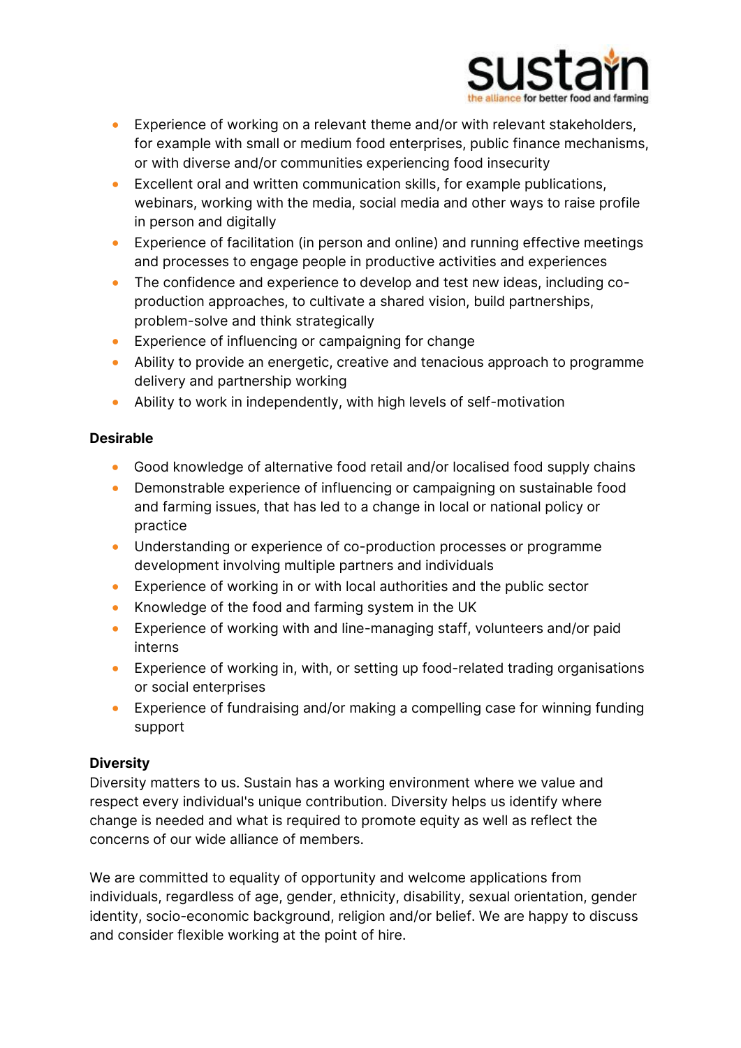- Experience of working on a relevant theme and/or with relevant stakeholders, for example with small or medium food enterprises, public finance mechanisms, or with diverse and/or communities experiencing food insecurity
- Excellent oral and written communication skills, for example publications, webinars, working with the media, social media and other ways to raise profile in person and digitally
- Experience of facilitation (in person and online) and running effective meetings and processes to engage people in productive activities and experiences
- The confidence and experience to develop and test new ideas, including co-production approaches, to cultivate a shared vision, build partnerships, problem-solve and think strategically
- Experience of influencing or campaigning for change
- Ability to provide an energetic, creative and tenacious approach to programme delivery and partnership working
- Ability to work in independently, with high levels of self-motivation

**Desirable**

- Good knowledge of alternative food retail and/or localised food supply chains
- Demonstrable experience of influencing or campaigning on sustainable food and farming issues, that has led to a change in local or national policy or practice
- Understanding or experience of co-production processes or programme development involving multiple partners and individuals
- Experience of working in or with local authorities and the public sector
- Knowledge of the food and farming system in the UK
- Experience of working with and line-managing staff, volunteers and/or paid interns
- Experience of working in, with, or setting up food-related trading organisations or social enterprises
- Experience of fundraising and/or making a compelling case for winning funding support

**Diversity**

Diversity matters to us. Sustain has a working environment where we value and respect every individual's unique contribution. Diversity helps us identify where change is needed and what is required to promote equity as well as reflect the concerns of our wide alliance of members.

We are committed to equality of opportunity and welcome applications from individuals, regardless of age, gender, ethnicity, disability, sexual orientation, gender identity, socio-economic background, religion and/or belief. We are happy to discuss and consider flexible working at the point of hire.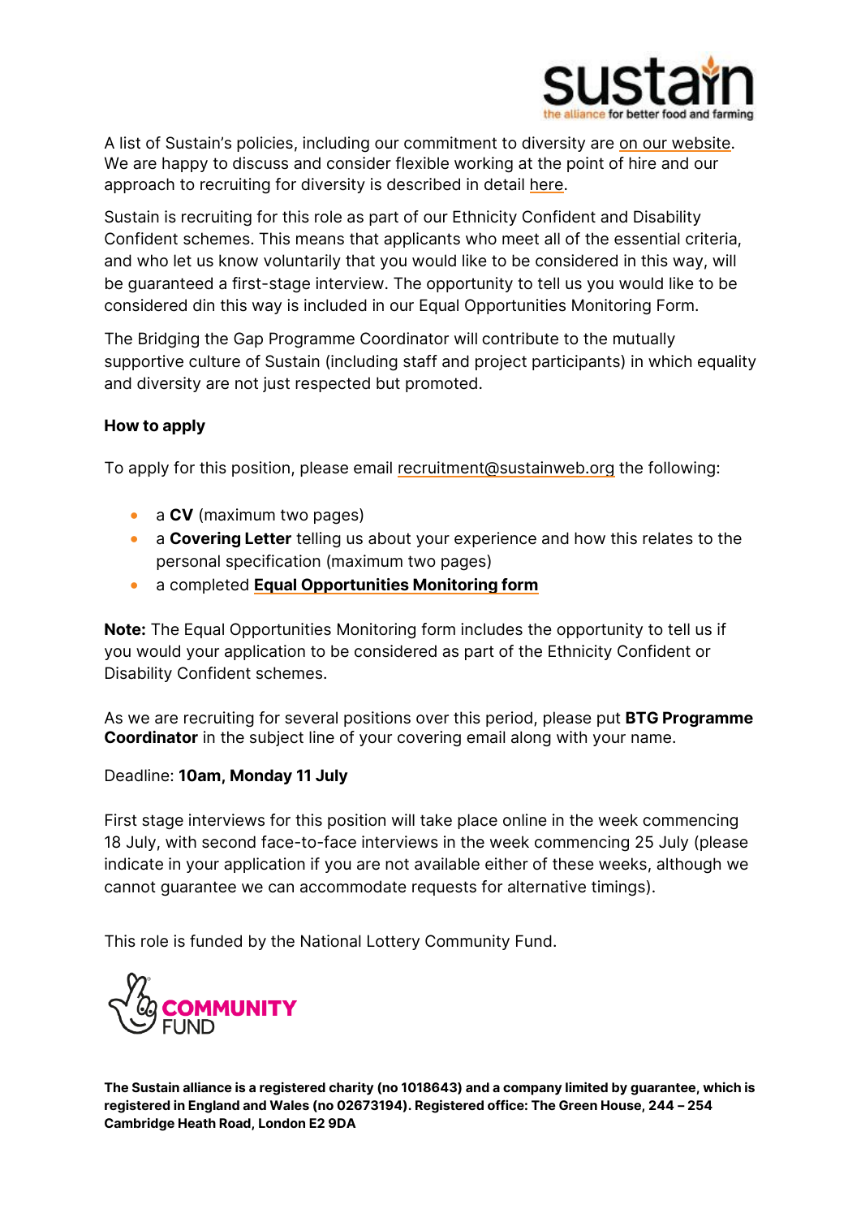A list of Sustain's policies, including our commitment to diversity are on our website. We are happy to discuss and consider flexible working at the point of hire and our approach to recruiting for diversity is described in detail here.

Sustain is recruiting for this role as part of our Ethnicity Confident and Disability Confident schemes. This means that applicants who meet all of the essential criteria, and who let us know voluntarily that you would like to be considered in this way, will be guaranteed a first-stage interview. The opportunity to tell us you would like to be considered din this way is included in our Equal Opportunities Monitoring Form.

The Bridging the Gap Programme Coordinator will contribute to the mutually supportive culture of Sustain (including staff and project participants) in which equality and diversity are not just respected but promoted.

**How to apply**

To apply for this position, please email recruitment@sustainweb.org the following:

- a **CV** (maximum two pages)
- a **Covering Letter** telling us about your experience and how this relates to the personal specification (maximum two pages)
- a completed **Equal Opportunities Monitoring form**

**Note:** The Equal Opportunities Monitoring form includes the opportunity to tell us if you would your application to be considered as part of the Ethnicity Confident or Disability Confident schemes.

As we are recruiting for several positions over this period, please put **BTG Programme Coordinator** in the subject line of your covering email along with your name.

Deadline: **10am, Monday 11 July**

First stage interviews for this position will take place online in the week commencing 18 July, with second face-to-face interviews in the week commencing 25 July (please indicate in your application if you are not available either of these weeks, although we cannot guarantee we can accommodate requests for alternative timings).

This role is funded by the National Lottery Community Fund.

**The Sustain alliance is a registered charity (no 1018643) and a company limited by guarantee, which is registered in England and Wales (no 02673194). Registered office: The Green House, 244 – 254 Cambridge Heath Road, London E2 9DA**